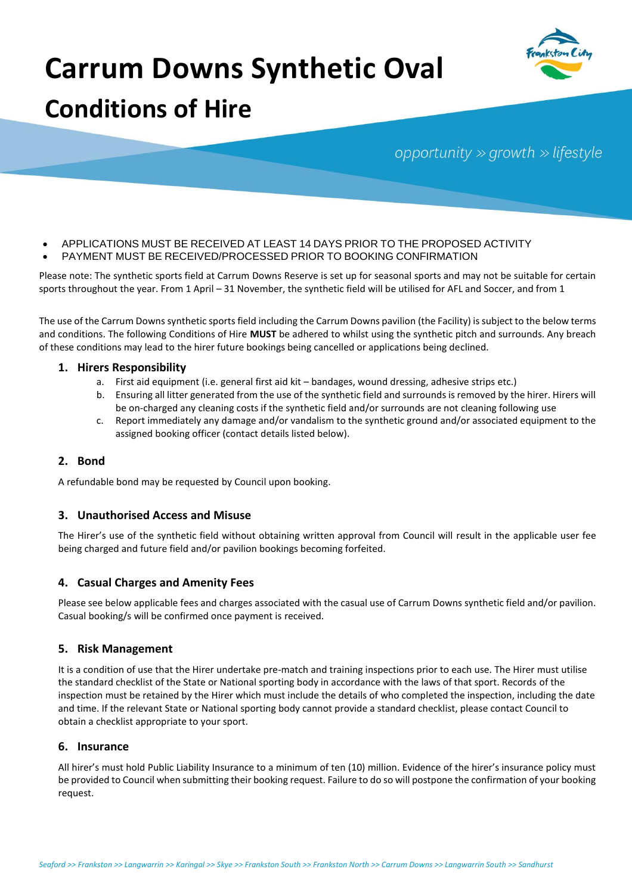# Carrum Downs Synthetic Oval

## Conditions of Hire

*opportunity » growth » lifestyle*

- APPLICATIONS MUST BE RECEIVED AT LEAST 14 DAYS PRIOR TO THE PROPOSED ACTIVITY
- PAYMENT MUST BE RECEIVED/PROCESSED PRIOR TO BOOKING CONFIRMATION

Please note: The synthetic sports field at Carrum Downs Reserve is set up for seasonal sports and may not be suitable for certain sports throughout the year. From 1 April – 31 November, the synthetic field will be utilised for AFL and Soccer, and from 1

The use of the Carrum Downs synthetic sports field including the Carrum Downs pavilion (the Facility) is subject to the below terms and conditions. The following Conditions of Hire **MUST** be adhered to whilst using the synthetic pitch and surrounds. Any breach of these conditions may lead to the hirer future bookings being cancelled or applications being declined.

### 1. Hirers Responsibility

a. First aid equipment (i.e. general first aid kit – bandages, wound dressing, adhesive strips etc.)
b. Ensuring all litter generated from the use of the synthetic field and surrounds is removed by the hirer. Hirers will be on-charged any cleaning costs if the synthetic field and/or surrounds are not cleaning following use
c. Report immediately any damage and/or vandalism to the synthetic ground and/or associated equipment to the assigned booking officer (contact details listed below).

### 2. Bond

A refundable bond may be requested by Council upon booking.

### 3. Unauthorised Access and Misuse

The Hirer's use of the synthetic field without obtaining written approval from Council will result in the applicable user fee being charged and future field and/or pavilion bookings becoming forfeited.

### 4. Casual Charges and Amenity Fees

Please see below applicable fees and charges associated with the casual use of Carrum Downs synthetic field and/or pavilion. Casual booking/s will be confirmed once payment is received.

### 5. Risk Management

It is a condition of use that the Hirer undertake pre-match and training inspections prior to each use. The Hirer must utilise the standard checklist of the State or National sporting body in accordance with the laws of that sport. Records of the inspection must be retained by the Hirer which must include the details of who completed the inspection, including the date and time. If the relevant State or National sporting body cannot provide a standard checklist, please contact Council to obtain a checklist appropriate to your sport.

### 6. Insurance

All hirer's must hold Public Liability Insurance to a minimum of ten (10) million. Evidence of the hirer's insurance policy must be provided to Council when submitting their booking request. Failure to do so will postpone the confirmation of your booking request.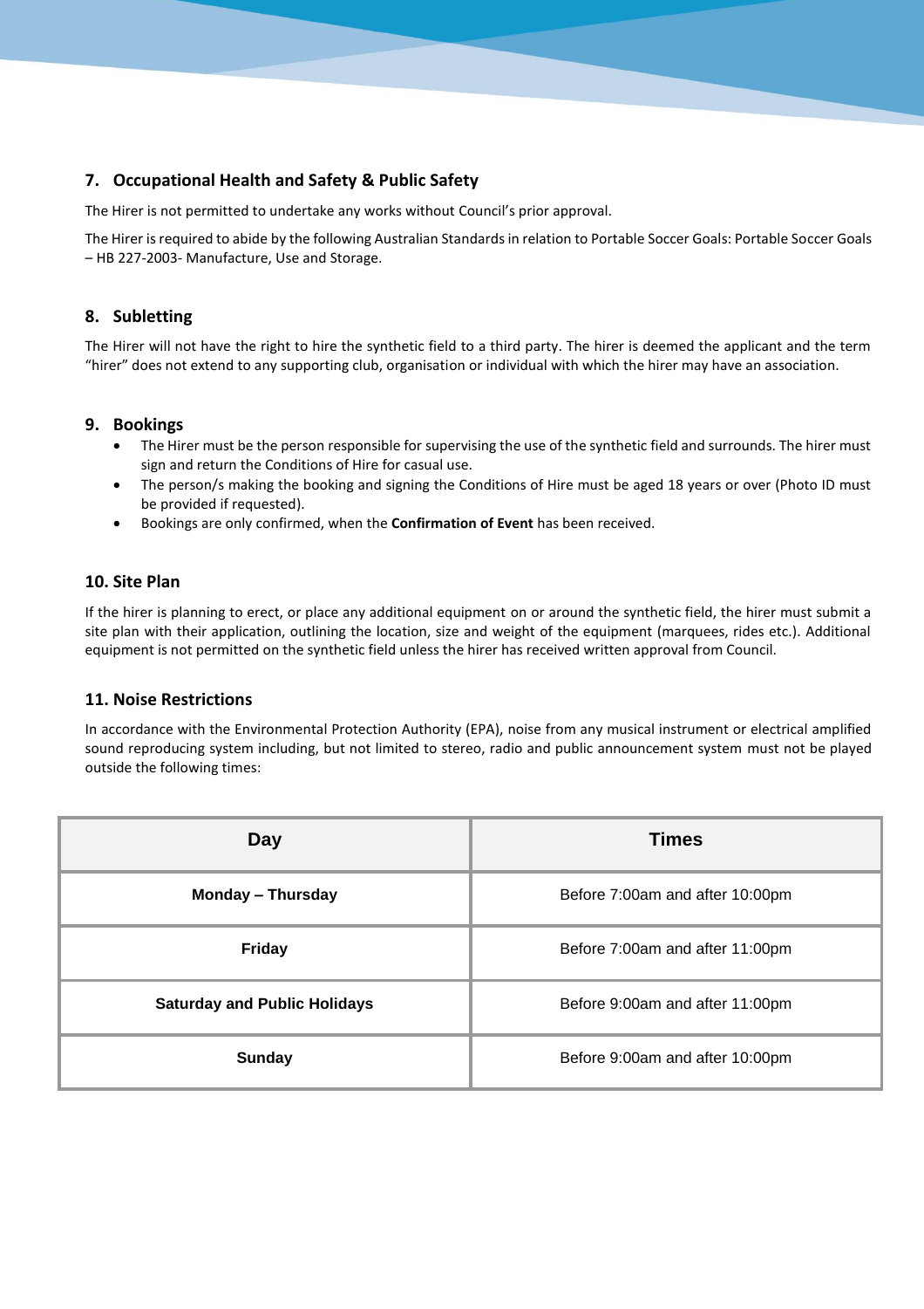## 7. Occupational Health and Safety & Public Safety

The Hirer is not permitted to undertake any works without Council's prior approval.

The Hirer is required to abide by the following Australian Standards in relation to Portable Soccer Goals: Portable Soccer Goals – HB 227-2003- Manufacture, Use and Storage.

## 8. Subletting

The Hirer will not have the right to hire the synthetic field to a third party. The hirer is deemed the applicant and the term "hirer" does not extend to any supporting club, organisation or individual with which the hirer may have an association.

## 9. Bookings

- The Hirer must be the person responsible for supervising the use of the synthetic field and surrounds. The hirer must sign and return the Conditions of Hire for casual use.
- The person/s making the booking and signing the Conditions of Hire must be aged 18 years or over (Photo ID must be provided if requested).
- Bookings are only confirmed, when the **Confirmation of Event** has been received.

## 10. Site Plan

If the hirer is planning to erect, or place any additional equipment on or around the synthetic field, the hirer must submit a site plan with their application, outlining the location, size and weight of the equipment (marquees, rides etc.). Additional equipment is not permitted on the synthetic field unless the hirer has received written approval from Council.

## 11. Noise Restrictions

In accordance with the Environmental Protection Authority (EPA), noise from any musical instrument or electrical amplified sound reproducing system including, but not limited to stereo, radio and public announcement system must not be played outside the following times:

| Day | Times |
|---|---|
| **Monday – Thursday** | Before 7:00am and after 10:00pm |
| **Friday** | Before 7:00am and after 11:00pm |
| **Saturday and Public Holidays** | Before 9:00am and after 11:00pm |
| **Sunday** | Before 9:00am and after 10:00pm |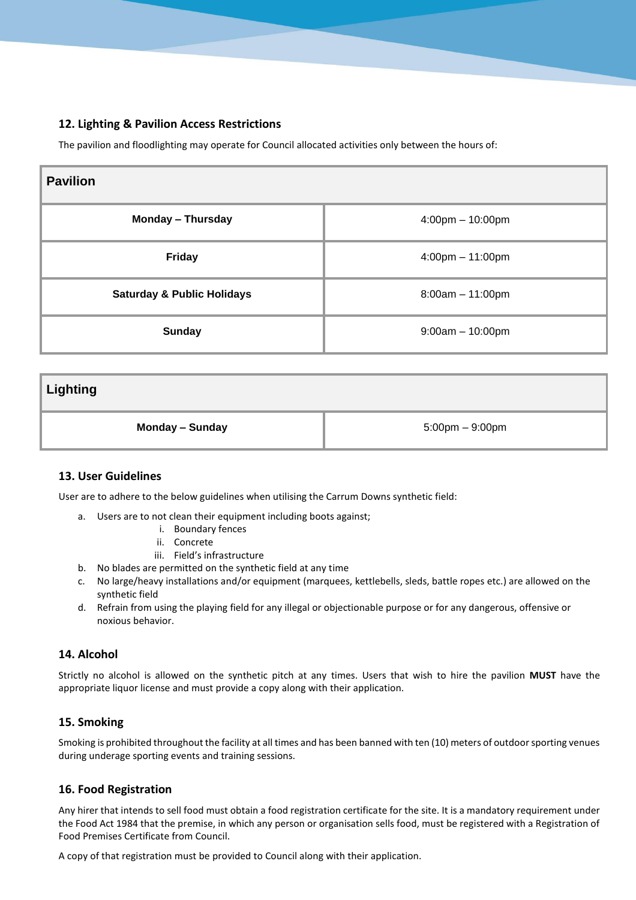### 12. Lighting & Pavilion Access Restrictions

The pavilion and floodlighting may operate for Council allocated activities only between the hours of:

| **Pavilion** | |
|---|---|
| **Monday – Thursday** | 4:00pm – 10:00pm |
| **Friday** | 4:00pm – 11:00pm |
| **Saturday & Public Holidays** | 8:00am – 11:00pm |
| **Sunday** | 9:00am – 10:00pm |

| **Lighting** | |
|---|---|
| **Monday – Sunday** | 5:00pm – 9:00pm |

### 13. User Guidelines

User are to adhere to the below guidelines when utilising the Carrum Downs synthetic field:

a. Users are to not clean their equipment including boots against;
   i. Boundary fences
   ii. Concrete
   iii. Field's infrastructure
b. No blades are permitted on the synthetic field at any time
c. No large/heavy installations and/or equipment (marquees, kettlebells, sleds, battle ropes etc.) are allowed on the synthetic field
d. Refrain from using the playing field for any illegal or objectionable purpose or for any dangerous, offensive or noxious behavior.

### 14. Alcohol

Strictly no alcohol is allowed on the synthetic pitch at any times. Users that wish to hire the pavilion **MUST** have the appropriate liquor license and must provide a copy along with their application.

### 15. Smoking

Smoking is prohibited throughout the facility at all times and has been banned with ten (10) meters of outdoor sporting venues during underage sporting events and training sessions.

### 16. Food Registration

Any hirer that intends to sell food must obtain a food registration certificate for the site. It is a mandatory requirement under the Food Act 1984 that the premise, in which any person or organisation sells food, must be registered with a Registration of Food Premises Certificate from Council.

A copy of that registration must be provided to Council along with their application.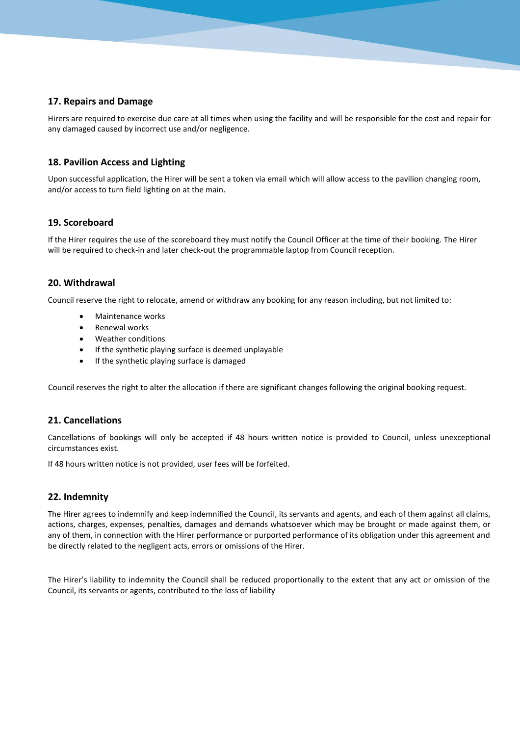## 17. Repairs and Damage

Hirers are required to exercise due care at all times when using the facility and will be responsible for the cost and repair for any damaged caused by incorrect use and/or negligence.

## 18. Pavilion Access and Lighting

Upon successful application, the Hirer will be sent a token via email which will allow access to the pavilion changing room, and/or access to turn field lighting on at the main.

## 19. Scoreboard

If the Hirer requires the use of the scoreboard they must notify the Council Officer at the time of their booking. The Hirer will be required to check-in and later check-out the programmable laptop from Council reception.

## 20. Withdrawal

Council reserve the right to relocate, amend or withdraw any booking for any reason including, but not limited to:

- Maintenance works
- Renewal works
- Weather conditions
- If the synthetic playing surface is deemed unplayable
- If the synthetic playing surface is damaged

Council reserves the right to alter the allocation if there are significant changes following the original booking request.

## 21. Cancellations

Cancellations of bookings will only be accepted if 48 hours written notice is provided to Council, unless unexceptional circumstances exist.

If 48 hours written notice is not provided, user fees will be forfeited.

## 22. Indemnity

The Hirer agrees to indemnify and keep indemnified the Council, its servants and agents, and each of them against all claims, actions, charges, expenses, penalties, damages and demands whatsoever which may be brought or made against them, or any of them, in connection with the Hirer performance or purported performance of its obligation under this agreement and be directly related to the negligent acts, errors or omissions of the Hirer.

The Hirer's liability to indemnity the Council shall be reduced proportionally to the extent that any act or omission of the Council, its servants or agents, contributed to the loss of liability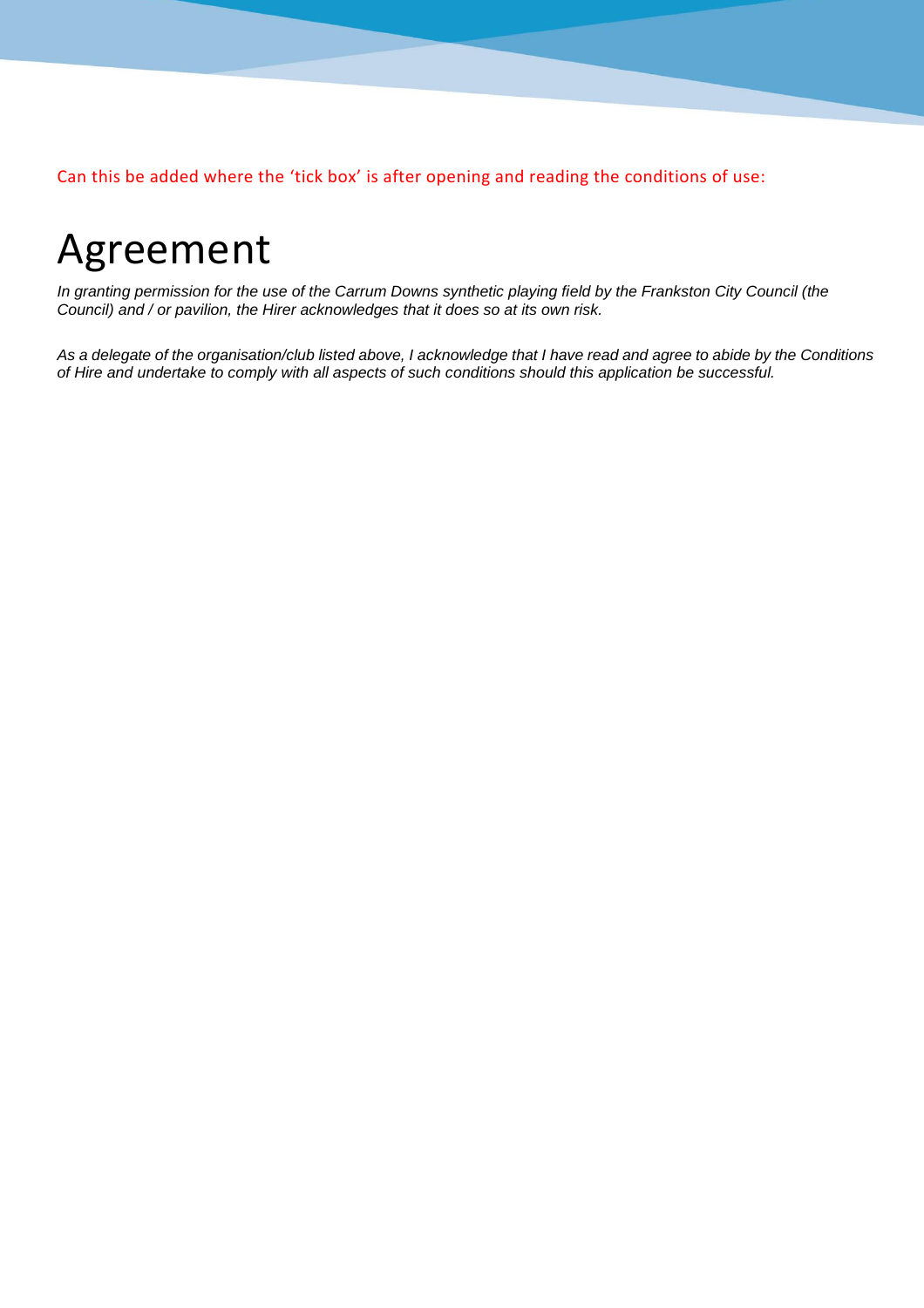Can this be added where the 'tick box' is after opening and reading the conditions of use:

# Agreement

*In granting permission for the use of the Carrum Downs synthetic playing field by the Frankston City Council (the Council) and / or pavilion, the Hirer acknowledges that it does so at its own risk.*

*As a delegate of the organisation/club listed above, I acknowledge that I have read and agree to abide by the Conditions of Hire and undertake to comply with all aspects of such conditions should this application be successful.*